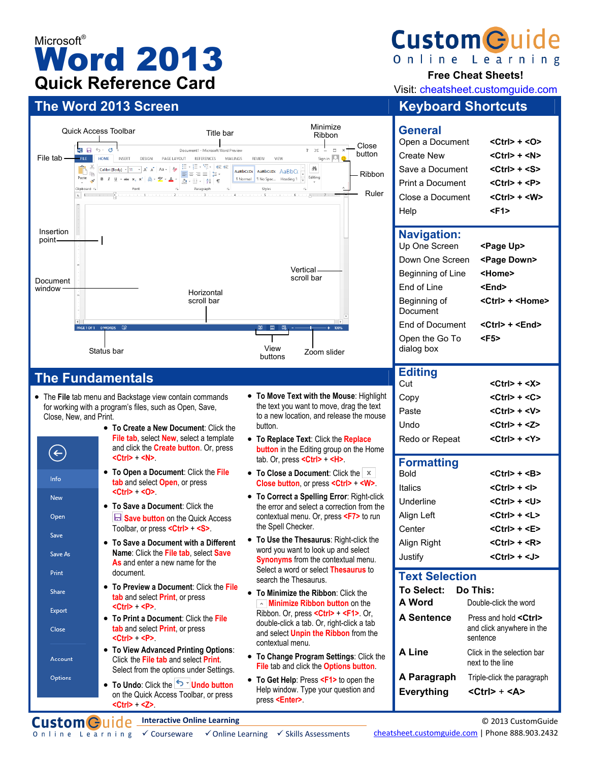Microsoft®

# Word 2013 Quick Reference Card

CustomGuide Online Learning

**Free Cheat Sheets!**

Visit: cheatsheet.customguide.com

## The Word 2013 Screen

Quick Access Toolbar · Title bar · Minimize Ribbon · Close button · File tab · Ribbon · Ruler · Insertion point · Vertical scroll bar · Document window · Horizontal scroll bar · Status bar · View buttons · Zoom slider

## The Fundamentals

- The **File** tab menu and Backstage view contain commands for working with a program's files, such as Open, Save, Close, New, and Print.

Info · New · Open · Save · Save As · Print · Share · Export · Close · Account · Options

- **To Create a New Document**: Click the File tab, select New, select a template and click the Create button. Or, press <Ctrl> + <N>.
- **To Open a Document**: Click the File tab and select Open, or press <Ctrl> + <O>.
- **To Save a Document**: Click the Save button on the Quick Access Toolbar, or press <Ctrl> + <S>.
- **To Save a Document with a Different Name**: Click the File tab, select Save As and enter a new name for the document.
- **To Preview a Document**: Click the File tab and select Print, or press <Ctrl> + <P>.
- **To Print a Document**: Click the File tab and select Print, or press <Ctrl> + <P>.
- **To View Advanced Printing Options**: Click the File tab and select Print. Select from the options under Settings.
- **To Undo**: Click the Undo button on the Quick Access Toolbar, or press <Ctrl> + <Z>.
- **To Move Text with the Mouse**: Highlight the text you want to move, drag the text to a new location, and release the mouse button.
- **To Replace Text**: Click the Replace button in the Editing group on the Home tab. Or, press <Ctrl> + <H>.
- **To Close a Document**: Click the Close button, or press <Ctrl> + <W>.
- **To Correct a Spelling Error**: Right-click the error and select a correction from the contextual menu. Or, press <F7> to run the Spell Checker.
- **To Use the Thesaurus**: Right-click the word you want to look up and select Synonyms from the contextual menu. Select a word or select Thesaurus to search the Thesaurus.
- **To Minimize the Ribbon**: Click the Minimize Ribbon button on the Ribbon. Or, press <Ctrl> + <F1>. Or, double-click a tab. Or, right-click a tab and select Unpin the Ribbon from the contextual menu.
- **To Change Program Settings**: Click the File tab and click the Options button.
- **To Get Help**: Press <F1> to open the Help window. Type your question and press <Enter>.

## Keyboard Shortcuts

### General

| | |
|---|---|
| Open a Document | <Ctrl> + <O> |
| Create New | <Ctrl> + <N> |
| Save a Document | <Ctrl> + <S> |
| Print a Document | <Ctrl> + <P> |
| Close a Document | <Ctrl> + <W> |
| Help | <F1> |

### Navigation:

| | |
|---|---|
| Up One Screen | <Page Up> |
| Down One Screen | <Page Down> |
| Beginning of Line | <Home> |
| End of Line | <End> |
| Beginning of Document | <Ctrl> + <Home> |
| End of Document | <Ctrl> + <End> |
| Open the Go To dialog box | <F5> |

### Editing

| | |
|---|---|
| Cut | <Ctrl> + <X> |
| Copy | <Ctrl> + <C> |
| Paste | <Ctrl> + <V> |
| Undo | <Ctrl> + <Z> |
| Redo or Repeat | <Ctrl> + <Y> |

### Formatting

| | |
|---|---|
| Bold | <Ctrl> + <B> |
| Italics | <Ctrl> + <I> |
| Underline | <Ctrl> + <U> |
| Align Left | <Ctrl> + <L> |
| Center | <Ctrl> + <E> |
| Align Right | <Ctrl> + <R> |
| Justify | <Ctrl> + <J> |

### Text Selection

| To Select: | Do This: |
|---|---|
| A Word | Double-click the word |
| A Sentence | Press and hold <Ctrl> and click anywhere in the sentence |
| A Line | Click in the selection bar next to the line |
| A Paragraph | Triple-click the paragraph |
| Everything | <Ctrl> + <A> |

CustomGuide Online Learning — Interactive Online Learning: ✓ Courseware ✓ Online Learning ✓ Skills Assessments

© 2013 CustomGuide — cheatsheet.customguide.com | Phone 888.903.2432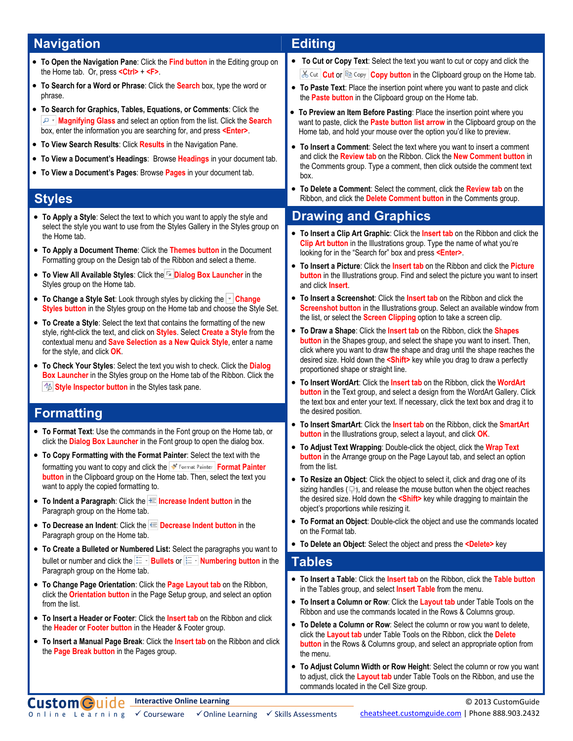## Navigation

- **To Open the Navigation Pane**: Click the **Find button** in the Editing group on the Home tab. Or, press **<Ctrl>** + **<F>**.
- **To Search for a Word or Phrase**: Click the **Search** box, type the word or phrase.
- **To Search for Graphics, Tables, Equations, or Comments**: Click the **Magnifying Glass** and select an option from the list. Click the **Search** box, enter the information you are searching for, and press **<Enter>**.
- **To View Search Results**: Click **Results** in the Navigation Pane.
- **To View a Document's Headings**: Browse **Headings** in your document tab.
- **To View a Document's Pages**: Browse **Pages** in your document tab.

## Styles

- **To Apply a Style**: Select the text to which you want to apply the style and select the style you want to use from the Styles Gallery in the Styles group on the Home tab.
- **To Apply a Document Theme**: Click the **Themes button** in the Document Formatting group on the Design tab of the Ribbon and select a theme.
- **To View All Available Styles**: Click the **Dialog Box Launcher** in the Styles group on the Home tab.
- **To Change a Style Set**: Look through styles by clicking the **Change Styles button** in the Styles group on the Home tab and choose the Style Set.
- **To Create a Style**: Select the text that contains the formatting of the new style, right-click the text, and click on **Styles**. Select **Create a Style** from the contextual menu and **Save Selection as a New Quick Style**, enter a name for the style, and click **OK**.
- **To Check Your Styles**: Select the text you wish to check. Click the **Dialog Box Launcher** in the Styles group on the Home tab of the Ribbon. Click the **Style Inspector button** in the Styles task pane.

## Formatting

- **To Format Text**: Use the commands in the Font group on the Home tab, or click the **Dialog Box Launcher** in the Font group to open the dialog box.
- **To Copy Formatting with the Format Painter**: Select the text with the formatting you want to copy and click the **Format Painter button** in the Clipboard group on the Home tab. Then, select the text you want to apply the copied formatting to.
- **To Indent a Paragraph**: Click the **Increase Indent button** in the Paragraph group on the Home tab.
- **To Decrease an Indent**: Click the **Decrease Indent button** in the Paragraph group on the Home tab.
- **To Create a Bulleted or Numbered List:** Select the paragraphs you want to bullet or number and click the **Bullets** or **Numbering button** in the Paragraph group on the Home tab.
- **To Change Page Orientation**: Click the **Page Layout tab** on the Ribbon, click the **Orientation button** in the Page Setup group, and select an option from the list.
- **To Insert a Header or Footer**: Click the **Insert tab** on the Ribbon and click the **Header** or **Footer button** in the Header & Footer group.
- **To Insert a Manual Page Break**: Click the **Insert tab** on the Ribbon and click the **Page Break button** in the Pages group.

## Editing

- **To Cut or Copy Text**: Select the text you want to cut or copy and click the **Cut** or **Copy button** in the Clipboard group on the Home tab.
- **To Paste Text**: Place the insertion point where you want to paste and click the **Paste button** in the Clipboard group on the Home tab.
- **To Preview an Item Before Pasting**: Place the insertion point where you want to paste, click the **Paste button list arrow** in the Clipboard group on the Home tab, and hold your mouse over the option you'd like to preview.
- **To Insert a Comment**: Select the text where you want to insert a comment and click the **Review tab** on the Ribbon. Click the **New Comment button** in the Comments group. Type a comment, then click outside the comment text box.
- **To Delete a Comment**: Select the comment, click the **Review tab** on the Ribbon, and click the **Delete Comment button** in the Comments group.

## Drawing and Graphics

- **To Insert a Clip Art Graphic**: Click the **Insert tab** on the Ribbon and click the **Clip Art button** in the Illustrations group. Type the name of what you're looking for in the "Search for" box and press **<Enter>**.
- **To Insert a Picture**: Click the **Insert tab** on the Ribbon and click the **Picture button** in the Illustrations group. Find and select the picture you want to insert and click **Insert**.
- **To Insert a Screenshot**: Click the **Insert tab** on the Ribbon and click the **Screenshot button** in the Illustrations group. Select an available window from the list, or select the **Screen Clipping** option to take a screen clip.
- **To Draw a Shape**: Click the **Insert tab** on the Ribbon, click the **Shapes button** in the Shapes group, and select the shape you want to insert. Then, click where you want to draw the shape and drag until the shape reaches the desired size. Hold down the **<Shift>** key while you drag to draw a perfectly proportioned shape or straight line.
- **To Insert WordArt**: Click the **Insert tab** on the Ribbon, click the **WordArt button** in the Text group, and select a design from the WordArt Gallery. Click the text box and enter your text. If necessary, click the text box and drag it to the desired position.
- **To Insert SmartArt**: Click the **Insert tab** on the Ribbon, click the **SmartArt button** in the Illustrations group, select a layout, and click **OK**.
- **To Adjust Text Wrapping**: Double-click the object, click the **Wrap Text button** in the Arrange group on the Page Layout tab, and select an option from the list.
- **To Resize an Object**: Click the object to select it, click and drag one of its sizing handles ( ), and release the mouse button when the object reaches the desired size. Hold down the **<Shift>** key while dragging to maintain the object's proportions while resizing it.
- **To Format an Object**: Double-click the object and use the commands located on the Format tab.
- **To Delete an Object**: Select the object and press the **<Delete>** key

## Tables

- **To Insert a Table**: Click the **Insert tab** on the Ribbon, click the **Table button** in the Tables group, and select **Insert Table** from the menu.
- **To Insert a Column or Row**: Click the **Layout tab** under Table Tools on the Ribbon and use the commands located in the Rows & Columns group.
- **To Delete a Column or Row**: Select the column or row you want to delete, click the **Layout tab** under Table Tools on the Ribbon, click the **Delete button** in the Rows & Columns group, and select an appropriate option from the menu.
- **To Adjust Column Width or Row Height**: Select the column or row you want to adjust, click the **Layout tab** under Table Tools on the Ribbon, and use the commands located in the Cell Size group.

CustomGuide Online Learning | Interactive Online Learning ✓ Courseware ✓ Online Learning ✓ Skills Assessments

© 2013 CustomGuide
cheatsheet.customguide.com | Phone 888.903.2432